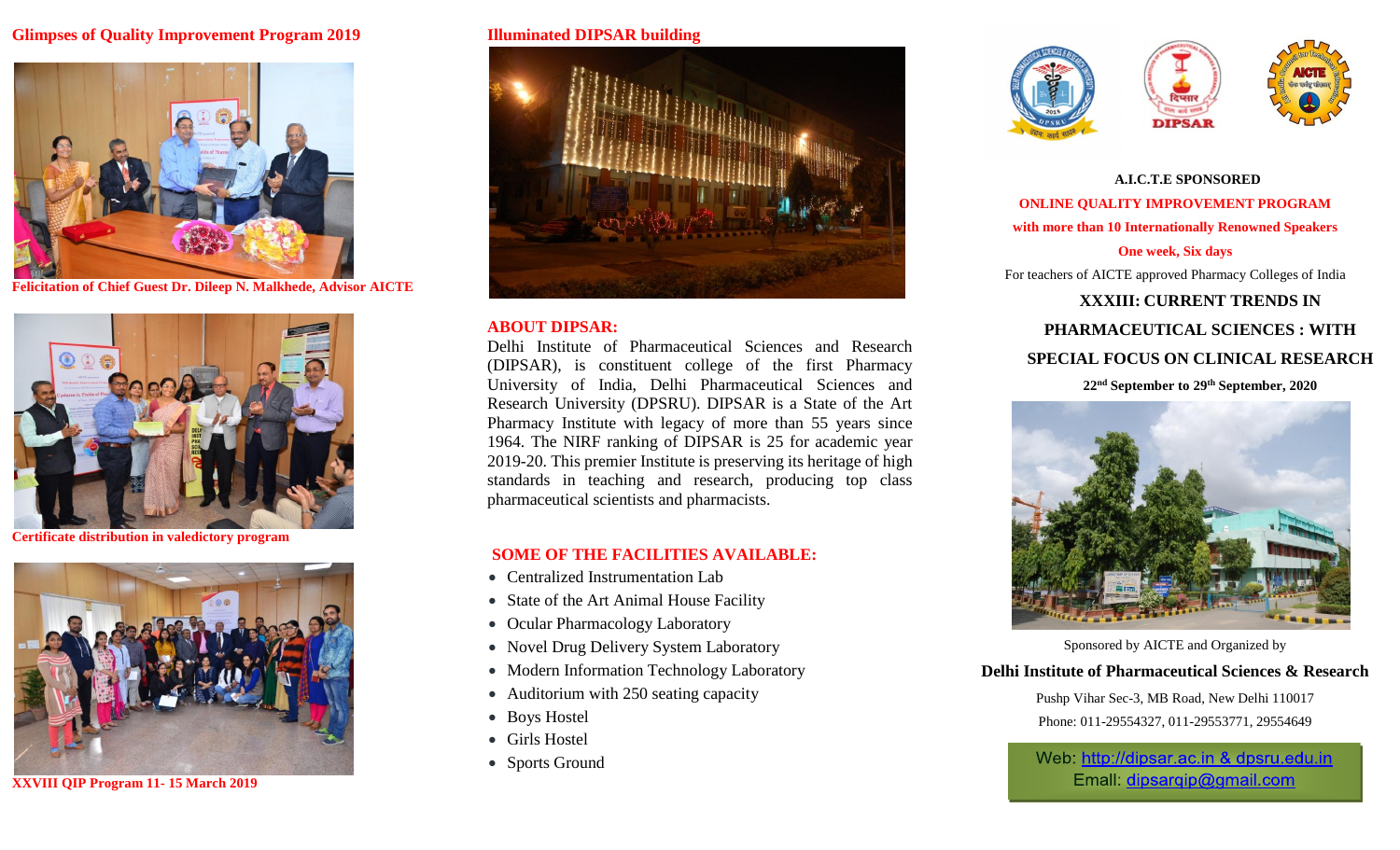## Glimpses of Quality Improvement Program 2019

Felicitation of Chief Guest Dr. Dileep N. Malkhede, Advisor AICTE

Certificate distribution in valedictory program

XXVIII QIP Program 11- 15 March 2019

## Illuminated DIPSAR building

## ABOUT DIPSAR:

Delhi Institute of Pharmaceutical Sciences and Research (DIPSAR), is constituent college of the first Pharmacy University of India, Delhi Pharmaceutical Sciences and Research University (DPSRU). DIPSAR is a State of the Art Pharmacy Institute with legacy of more than 55 years since 1964. The NIRF ranking of DIPSAR is 25 for academic year 2019-20. This premier Institute is preserving its heritage of high standards in teaching and research, producing top class pharmaceutical scientists and pharmacists.

## SOME OF THE FACILITIES AVAILABLE:

- Centralized Instrumentation Lab
- State of the Art Animal House Facility
- Ocular Pharmacology Laboratory
- Novel Drug Delivery System Laboratory
- Modern Information Technology Laboratory
- Auditorium with 250 seating capacity
- Boys Hostel
- Girls Hostel
- Sports Ground

**A.I.C.T.E SPONSORED**

**ONLINE QUALITY IMPROVEMENT PROGRAM**

**with more than 10 Internationally Renowned Speakers**

**One week, Six days**

For teachers of AICTE approved Pharmacy Colleges of India

# XXXIII: CURRENT TRENDS IN PHARMACEUTICAL SCIENCES : WITH SPECIAL FOCUS ON CLINICAL RESEARCH

**22nd September to 29th September, 2020**

Sponsored by AICTE and Organized by

**Delhi Institute of Pharmaceutical Sciences & Research**

Pushp Vihar Sec-3, MB Road, New Delhi 110017

Phone: 011-29554327, 011-29553771, 29554649

Web: http://dipsar.ac.in & dpsru.edu.in

Email: dipsarqip@gmail.com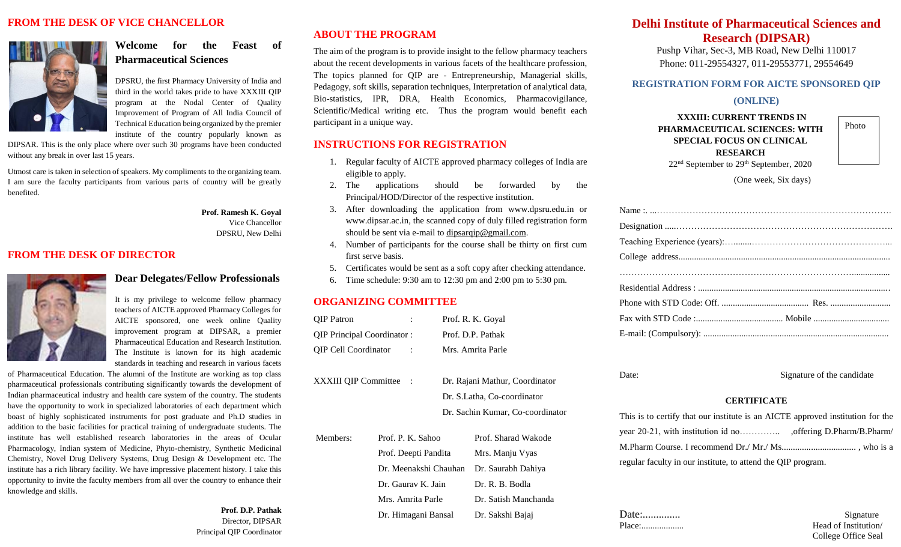## FROM THE DESK OF VICE CHANCELLOR

### Welcome for the Feast of Pharmaceutical Sciences

DPSRU, the first Pharmacy University of India and third in the world takes pride to have XXXIII QIP program at the Nodal Center of Quality Improvement of Program of All India Council of Technical Education being organized by the premier institute of the country popularly known as DIPSAR. This is the only place where over such 30 programs have been conducted without any break in over last 15 years.

Utmost care is taken in selection of speakers. My compliments to the organizing team. I am sure the faculty participants from various parts of country will be greatly benefited.

**Prof. Ramesh K. Goyal**
Vice Chancellor
DPSRU, New Delhi

## FROM THE DESK OF DIRECTOR

### Dear Delegates/Fellow Professionals

It is my privilege to welcome fellow pharmacy teachers of AICTE approved Pharmacy Colleges for AICTE sponsored, one week online Quality improvement program at DIPSAR, a premier Pharmaceutical Education and Research Institution. The Institute is known for its high academic standards in teaching and research in various facets of Pharmaceutical Education. The alumni of the Institute are working as top class pharmaceutical professionals contributing significantly towards the development of Indian pharmaceutical industry and health care system of the country. The students have the opportunity to work in specialized laboratories of each department which boast of highly sophisticated instruments for post graduate and Ph.D studies in addition to the basic facilities for practical training of undergraduate students. The institute has well established research laboratories in the areas of Ocular Pharmacology, Indian system of Medicine, Phyto-chemistry, Synthetic Medicinal Chemistry, Novel Drug Delivery Systems, Drug Design & Development etc. The institute has a rich library facility. We have impressive placement history. I take this opportunity to invite the faculty members from all over the country to enhance their knowledge and skills.

**Prof. D.P. Pathak**
Director, DIPSAR
Principal QIP Coordinator

## ABOUT THE PROGRAM

The aim of the program is to provide insight to the fellow pharmacy teachers about the recent developments in various facets of the healthcare profession, The topics planned for QIP are - Entrepreneurship, Managerial skills, Pedagogy, soft skills, separation techniques, Interpretation of analytical data, Bio-statistics, IPR, DRA, Health Economics, Pharmacovigilance, Scientific/Medical writing etc. Thus the program would benefit each participant in a unique way.

## INSTRUCTIONS FOR REGISTRATION

1. Regular faculty of AICTE approved pharmacy colleges of India are eligible to apply.
2. The applications should be forwarded by the Principal/HOD/Director of the respective institution.
3. After downloading the application from www.dpsru.edu.in or www.dipsar.ac.in, the scanned copy of duly filled registration form should be sent via e-mail to dipsarqip@gmail.com.
4. Number of participants for the course shall be thirty on first cum first serve basis.
5. Certificates would be sent as a soft copy after checking attendance.
6. Time schedule: 9:30 am to 12:30 pm and 2:00 pm to 5:30 pm.

## ORGANIZING COMMITTEE

| | | |
|---|---|---|
| QIP Patron | : | Prof. R. K. Goyal |
| QIP Principal Coordinator | : | Prof. D.P. Pathak |
| QIP Cell Coordinator | : | Mrs. Amrita Parle |
| XXXIII QIP Committee | : | Dr. Rajani Mathur, Coordinator |
| | | Dr. S.Latha, Co-coordinator |
| | | Dr. Sachin Kumar, Co-coordinator |

| | | |
|---|---|---|
| Members: | Prof. P. K. Sahoo | Prof. Sharad Wakode |
| | Prof. Deepti Pandita | Mrs. Manju Vyas |
| | Dr. Meenakshi Chauhan | Dr. Saurabh Dahiya |
| | Dr. Gaurav K. Jain | Dr. R. B. Bodla |
| | Mrs. Amrita Parle | Dr. Satish Manchanda |
| | Dr. Himagani Bansal | Dr. Sakshi Bajaj |

# Delhi Institute of Pharmaceutical Sciences and Research (DIPSAR)

Pushp Vihar, Sec-3, MB Road, New Delhi 110017
Phone: 011-29554327, 011-29553771, 29554649

## REGISTRATION FORM FOR AICTE SPONSORED QIP (ONLINE)

**XXXIII: CURRENT TRENDS IN PHARMACEUTICAL SCIENCES: WITH SPECIAL FOCUS ON CLINICAL RESEARCH**

22[nd] September to 29[th] September, 2020

(One week, Six days)

Photo

Name :. ....……………………………………………………………………

Designation .....……………………………………………………………………

Teaching Experience (years):….......………………………………………...

College address.............................................................................................

………………………………………………………………………...............

Residential Address : ....................................................................................

Phone with STD Code: Off. ....................................... Res. ...........................

Fax with STD Code :....................................... Mobile .................................

E-mail: (Compulsory): ..................................................................................

Date: Signature of the candidate

### CERTIFICATE

This is to certify that our institute is an AICTE approved institution for the year 20-21, with institution id no………….. ,offering D.Pharm/B.Pharm/ M.Pharm Course. I recommend Dr./ Mr./ Ms................................ , who is a regular faculty in our institute, to attend the QIP program.

Date:..............
Place:...................

Signature
Head of Institution/
College Office Seal